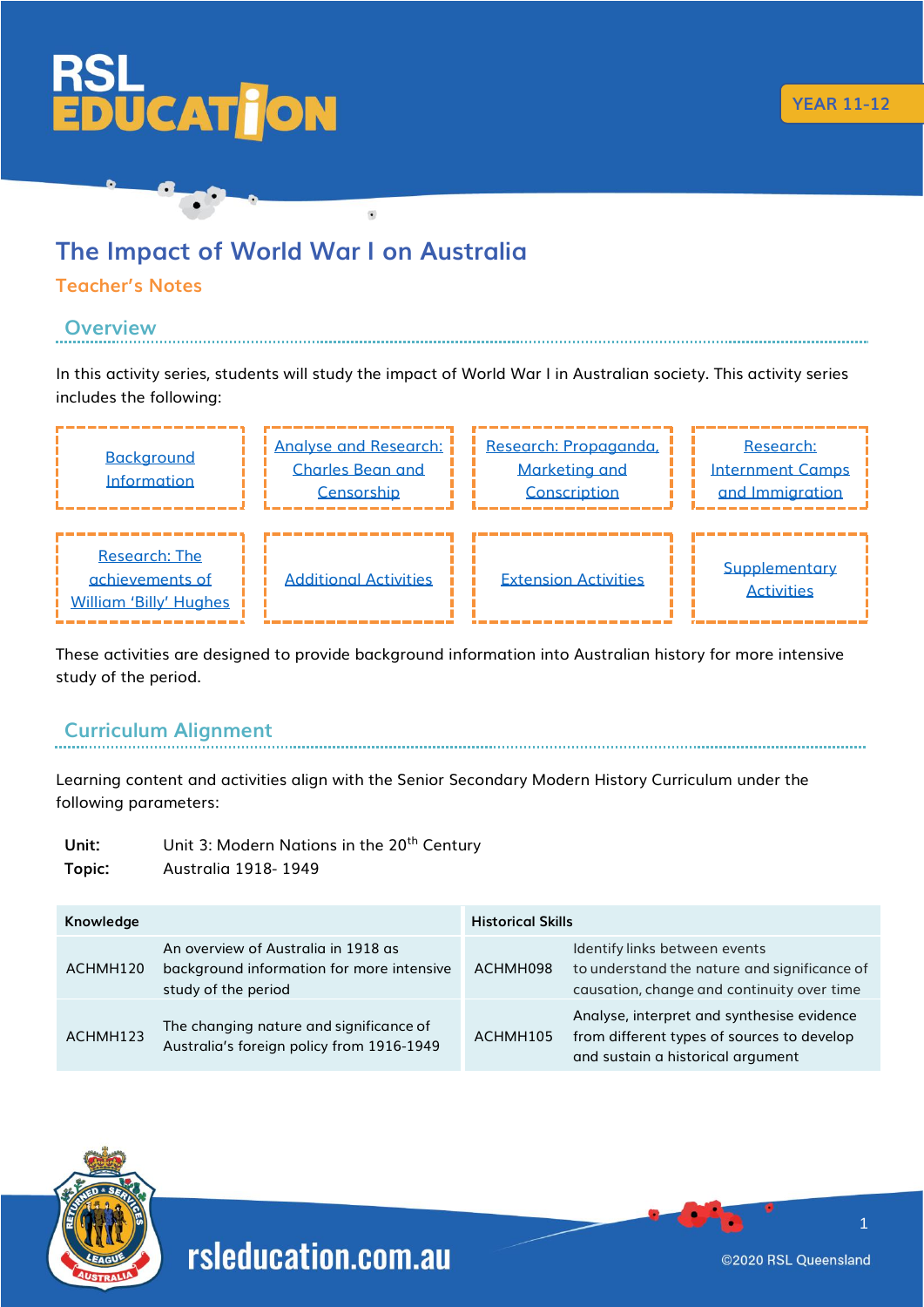RSL EDUCATION

YEAR 11-12

# The Impact of World War I on Australia

## Teacher's Notes

### Overview

In this activity series, students will study the impact of World War I in Australian society. This activity series includes the following:

| | | | |
|---|---|---|---|
| Background Information | Analyse and Research: Charles Bean and Censorship | Research: Propaganda, Marketing and Conscription | Research: Internment Camps and Immigration |
| Research: The achievements of William 'Billy' Hughes | Additional Activities | Extension Activities | Supplementary Activities |

These activities are designed to provide background information into Australian history for more intensive study of the period.

### Curriculum Alignment

Learning content and activities align with the Senior Secondary Modern History Curriculum under the following parameters:

**Unit:** Unit 3: Modern Nations in the 20th Century
**Topic:** Australia 1918- 1949

| Knowledge | | Historical Skills | |
|---|---|---|---|
| ACHMH120 | An overview of Australia in 1918 as background information for more intensive study of the period | ACHMH098 | Identify links between events to understand the nature and significance of causation, change and continuity over time |
| ACHMH123 | The changing nature and significance of Australia's foreign policy from 1916-1949 | ACHMH105 | Analyse, interpret and synthesise evidence from different types of sources to develop and sustain a historical argument |

rsleducation.com.au

©2020 RSL Queensland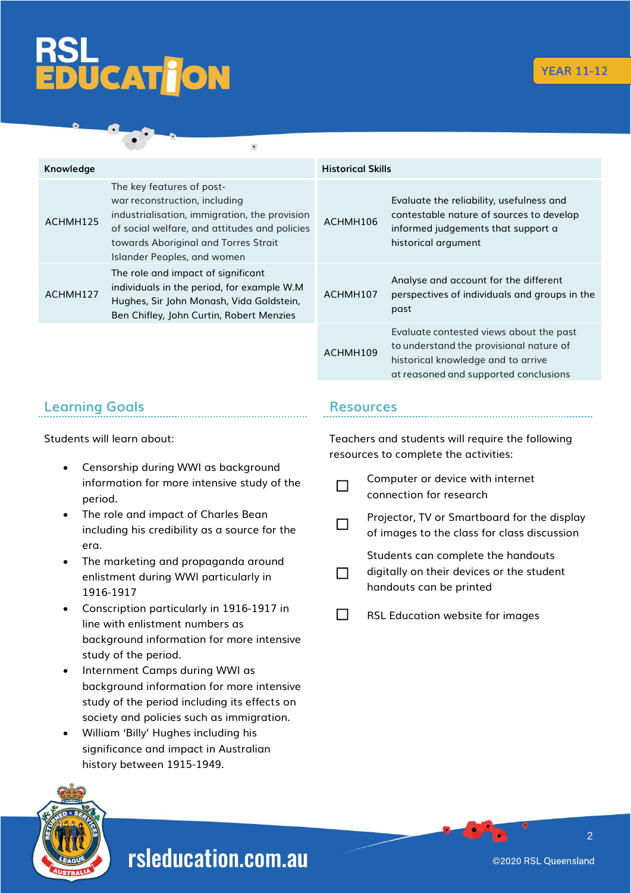| Knowledge | |
|---|---|
| ACHMH125 | The key features of post-war reconstruction, including industrialisation, immigration, the provision of social welfare, and attitudes and policies towards Aboriginal and Torres Strait Islander Peoples, and women |
| ACHMH127 | The role and impact of significant individuals in the period, for example W.M Hughes, Sir John Monash, Vida Goldstein, Ben Chifley, John Curtin, Robert Menzies |

| Historical Skills | |
|---|---|
| ACHMH106 | Evaluate the reliability, usefulness and contestable nature of sources to develop informed judgements that support a historical argument |
| ACHMH107 | Analyse and account for the different perspectives of individuals and groups in the past |
| ACHMH109 | Evaluate contested views about the past to understand the provisional nature of historical knowledge and to arrive at reasoned and supported conclusions |

## Learning Goals

Students will learn about:

- Censorship during WWI as background information for more intensive study of the period.
- The role and impact of Charles Bean including his credibility as a source for the era.
- The marketing and propaganda around enlistment during WWI particularly in 1916-1917
- Conscription particularly in 1916-1917 in line with enlistment numbers as background information for more intensive study of the period.
- Internment Camps during WWI as background information for more intensive study of the period including its effects on society and policies such as immigration.
- William 'Billy' Hughes including his significance and impact in Australian history between 1915-1949.

## Resources

Teachers and students will require the following resources to complete the activities:

- ☐ Computer or device with internet connection for research
- ☐ Projector, TV or Smartboard for the display of images to the class for class discussion
- ☐ Students can complete the handouts digitally on their devices or the student handouts can be printed
- ☐ RSL Education website for images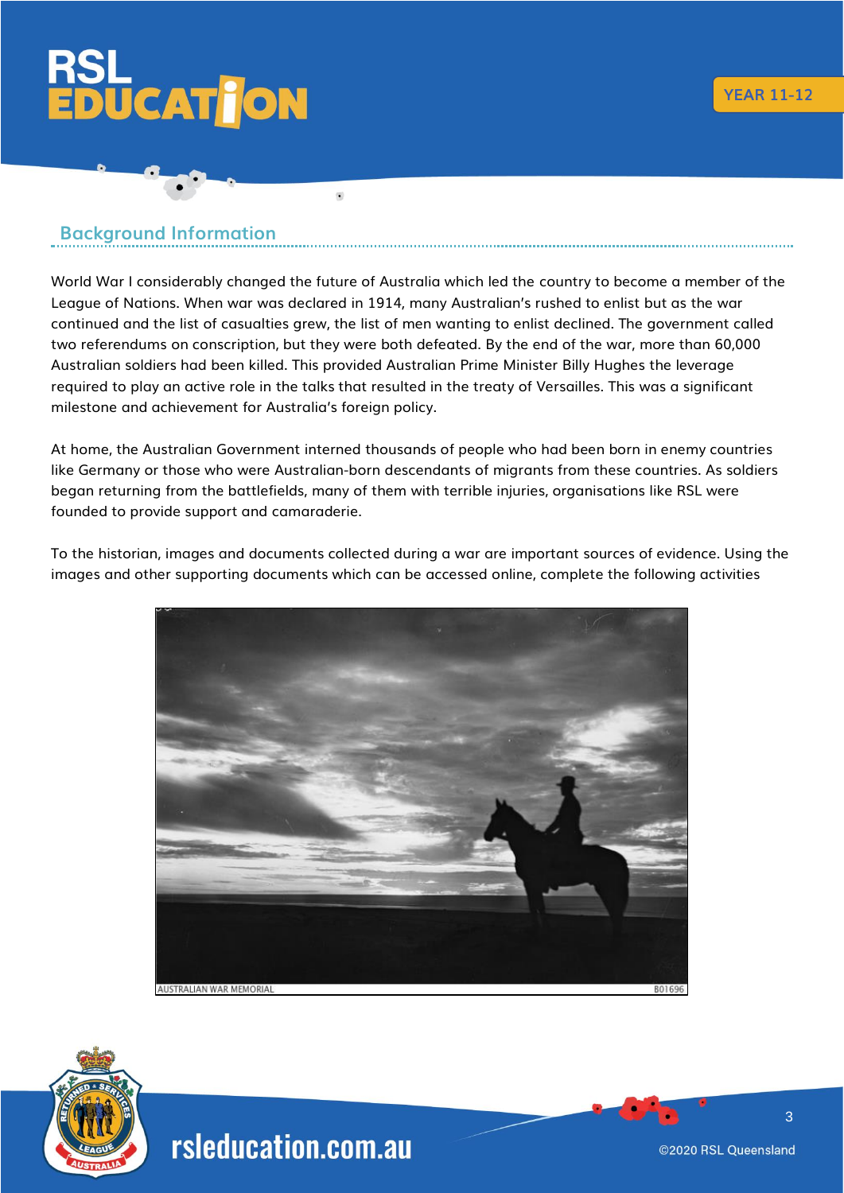## Background Information

World War I considerably changed the future of Australia which led the country to become a member of the League of Nations. When war was declared in 1914, many Australian's rushed to enlist but as the war continued and the list of casualties grew, the list of men wanting to enlist declined. The government called two referendums on conscription, but they were both defeated. By the end of the war, more than 60,000 Australian soldiers had been killed. This provided Australian Prime Minister Billy Hughes the leverage required to play an active role in the talks that resulted in the treaty of Versailles. This was a significant milestone and achievement for Australia's foreign policy.

At home, the Australian Government interned thousands of people who had been born in enemy countries like Germany or those who were Australian-born descendants of migrants from these countries. As soldiers began returning from the battlefields, many of them with terrible injuries, organisations like RSL were founded to provide support and camaraderie.

To the historian, images and documents collected during a war are important sources of evidence. Using the images and other supporting documents which can be accessed online, complete the following activities

AUSTRALIAN WAR MEMORIAL B01696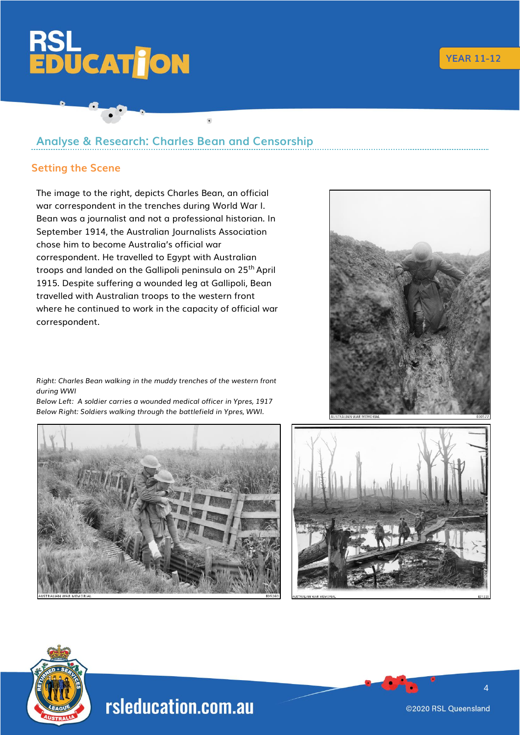## Analyse & Research: Charles Bean and Censorship

### Setting the Scene

The image to the right, depicts Charles Bean, an official war correspondent in the trenches during World War I. Bean was a journalist and not a professional historian. In September 1914, the Australian Journalists Association chose him to become Australia's official war correspondent. He travelled to Egypt with Australian troops and landed on the Gallipoli peninsula on 25th April 1915. Despite suffering a wounded leg at Gallipoli, Bean travelled with Australian troops to the western front where he continued to work in the capacity of official war correspondent.

*Right: Charles Bean walking in the muddy trenches of the western front during WWI*
*Below Left: A soldier carries a wounded medical officer in Ypres, 1917*
*Below Right: Soldiers walking through the battlefield in Ypres, WWI.*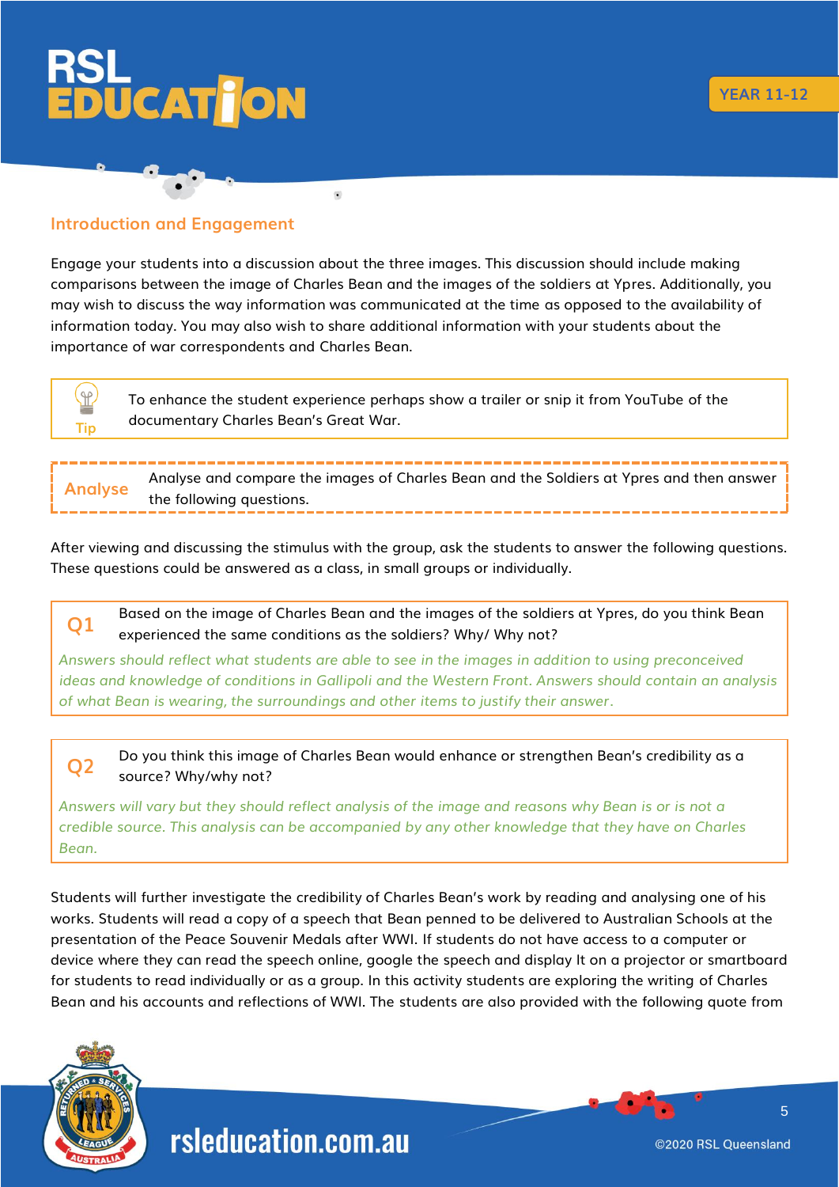## Introduction and Engagement

Engage your students into a discussion about the three images. This discussion should include making comparisons between the image of Charles Bean and the images of the soldiers at Ypres. Additionally, you may wish to discuss the way information was communicated at the time as opposed to the availability of information today. You may also wish to share additional information with your students about the importance of war correspondents and Charles Bean.

> **Tip**
> To enhance the student experience perhaps show a trailer or snip it from YouTube of the documentary Charles Bean's Great War.

> **Analyse**
> Analyse and compare the images of Charles Bean and the Soldiers at Ypres and then answer the following questions.

After viewing and discussing the stimulus with the group, ask the students to answer the following questions. These questions could be answered as a class, in small groups or individually.

**Q1** Based on the image of Charles Bean and the images of the soldiers at Ypres, do you think Bean experienced the same conditions as the soldiers? Why/ Why not?

*Answers should reflect what students are able to see in the images in addition to using preconceived ideas and knowledge of conditions in Gallipoli and the Western Front. Answers should contain an analysis of what Bean is wearing, the surroundings and other items to justify their answer.*

**Q2** Do you think this image of Charles Bean would enhance or strengthen Bean's credibility as a source? Why/why not?

*Answers will vary but they should reflect analysis of the image and reasons why Bean is or is not a credible source. This analysis can be accompanied by any other knowledge that they have on Charles Bean.*

Students will further investigate the credibility of Charles Bean's work by reading and analysing one of his works. Students will read a copy of a speech that Bean penned to be delivered to Australian Schools at the presentation of the Peace Souvenir Medals after WWI. If students do not have access to a computer or device where they can read the speech online, google the speech and display It on a projector or smartboard for students to read individually or as a group. In this activity students are exploring the writing of Charles Bean and his accounts and reflections of WWI. The students are also provided with the following quote from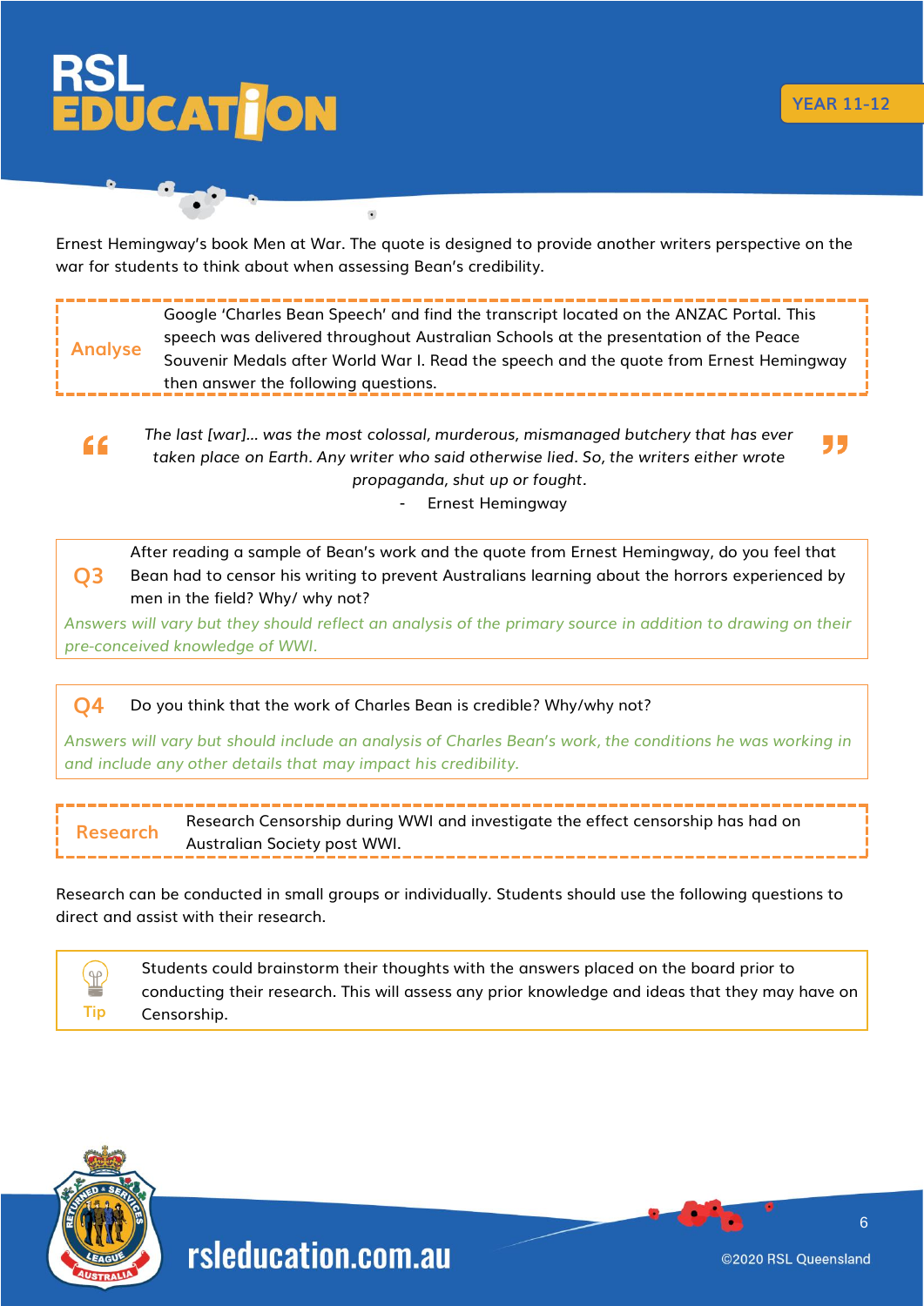Ernest Hemingway's book Men at War. The quote is designed to provide another writers perspective on the war for students to think about when assessing Bean's credibility.

**Analyse** Google 'Charles Bean Speech' and find the transcript located on the ANZAC Portal. This speech was delivered throughout Australian Schools at the presentation of the Peace Souvenir Medals after World War I. Read the speech and the quote from Ernest Hemingway then answer the following questions.

> *The last [war]... was the most colossal, murderous, mismanaged butchery that has ever taken place on Earth. Any writer who said otherwise lied. So, the writers either wrote propaganda, shut up or fought.*
>
> \- Ernest Hemingway

**Q3** After reading a sample of Bean's work and the quote from Ernest Hemingway, do you feel that Bean had to censor his writing to prevent Australians learning about the horrors experienced by men in the field? Why/ why not?

*Answers will vary but they should reflect an analysis of the primary source in addition to drawing on their pre-conceived knowledge of WWI.*

**Q4** Do you think that the work of Charles Bean is credible? Why/why not?

*Answers will vary but should include an analysis of Charles Bean's work, the conditions he was working in and include any other details that may impact his credibility.*

**Research** Research Censorship during WWI and investigate the effect censorship has had on Australian Society post WWI.

Research can be conducted in small groups or individually. Students should use the following questions to direct and assist with their research.

**Tip** Students could brainstorm their thoughts with the answers placed on the board prior to conducting their research. This will assess any prior knowledge and ideas that they may have on Censorship.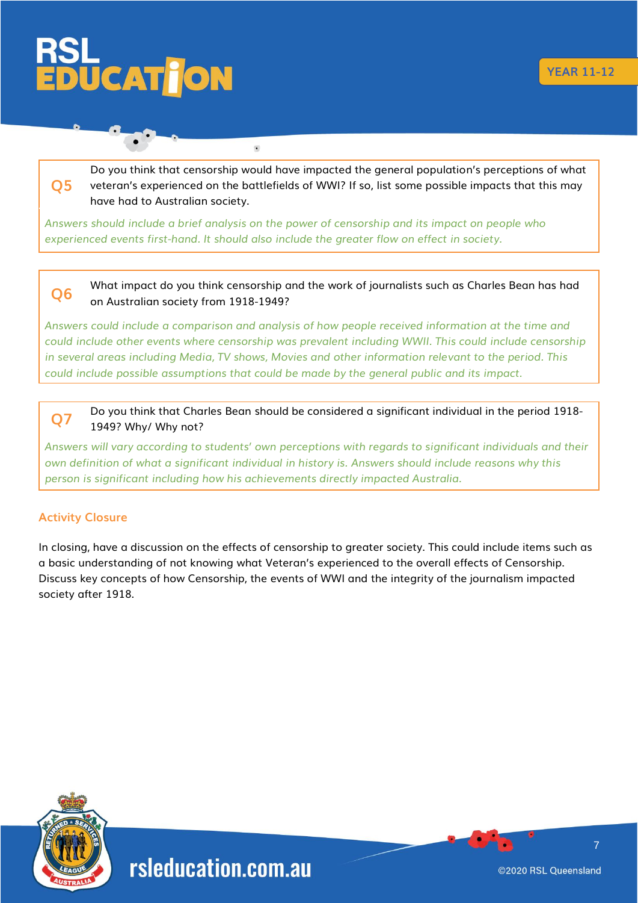**Q5** Do you think that censorship would have impacted the general population's perceptions of what veteran's experienced on the battlefields of WWI? If so, list some possible impacts that this may have had to Australian society.

*Answers should include a brief analysis on the power of censorship and its impact on people who experienced events first-hand. It should also include the greater flow on effect in society.*

**Q6** What impact do you think censorship and the work of journalists such as Charles Bean has had on Australian society from 1918-1949?

*Answers could include a comparison and analysis of how people received information at the time and could include other events where censorship was prevalent including WWII. This could include censorship in several areas including Media, TV shows, Movies and other information relevant to the period. This could include possible assumptions that could be made by the general public and its impact.*

**Q7** Do you think that Charles Bean should be considered a significant individual in the period 1918-1949? Why/ Why not?

*Answers will vary according to students' own perceptions with regards to significant individuals and their own definition of what a significant individual in history is. Answers should include reasons why this person is significant including how his achievements directly impacted Australia.*

## Activity Closure

In closing, have a discussion on the effects of censorship to greater society. This could include items such as a basic understanding of not knowing what Veteran's experienced to the overall effects of Censorship. Discuss key concepts of how Censorship, the events of WWI and the integrity of the journalism impacted society after 1918.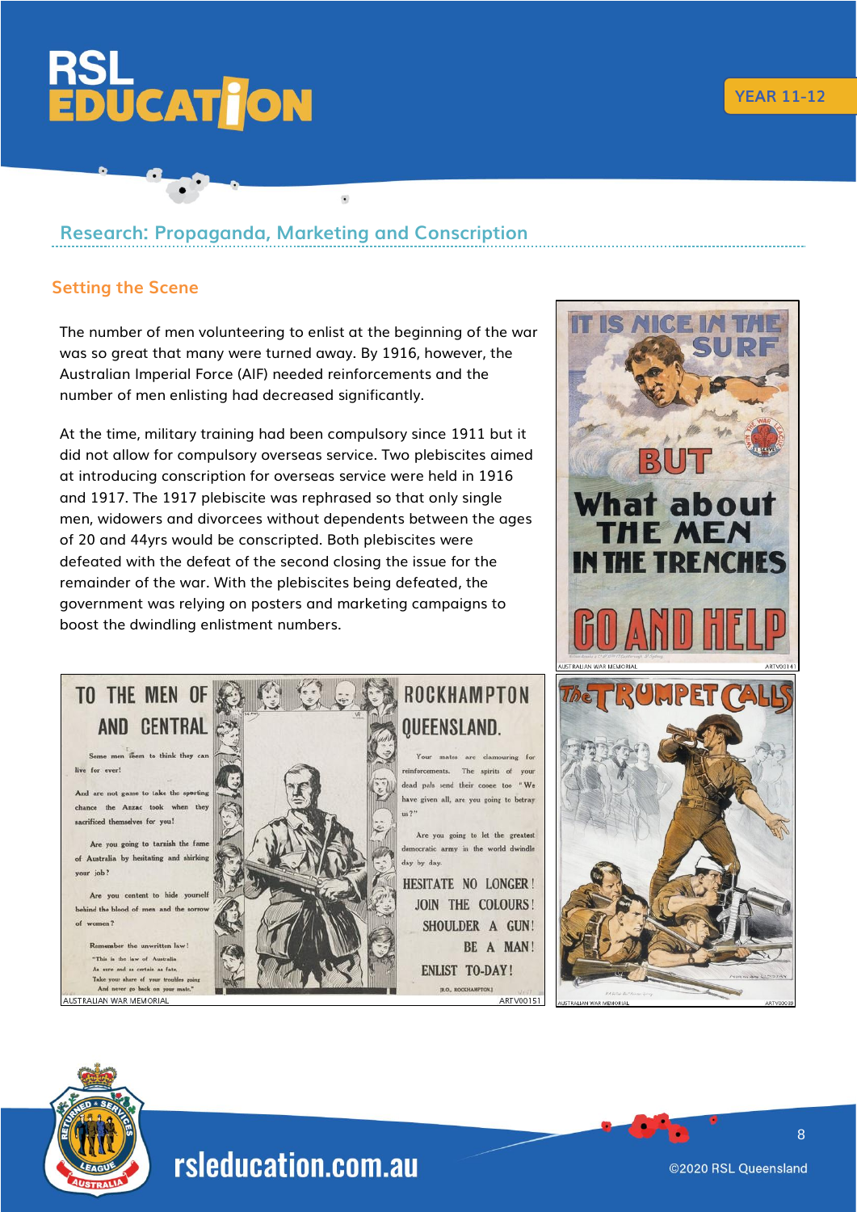## Research: Propaganda, Marketing and Conscription

### Setting the Scene

The number of men volunteering to enlist at the beginning of the war was so great that many were turned away. By 1916, however, the Australian Imperial Force (AIF) needed reinforcements and the number of men enlisting had decreased significantly.

At the time, military training had been compulsory since 1911 but it did not allow for compulsory overseas service. Two plebiscites aimed at introducing conscription for overseas service were held in 1916 and 1917. The 1917 plebiscite was rephrased so that only single men, widowers and divorcees without dependents between the ages of 20 and 44yrs would be conscripted. Both plebiscites were defeated with the defeat of the second closing the issue for the remainder of the war. With the plebiscites being defeated, the government was relying on posters and marketing campaigns to boost the dwindling enlistment numbers.

AUSTRALIAN WAR MEMORIAL ARTV00141

AUSTRALIAN WAR MEMORIAL ARTV00151

AUSTRALIAN WAR MEMORIAL ARTV00039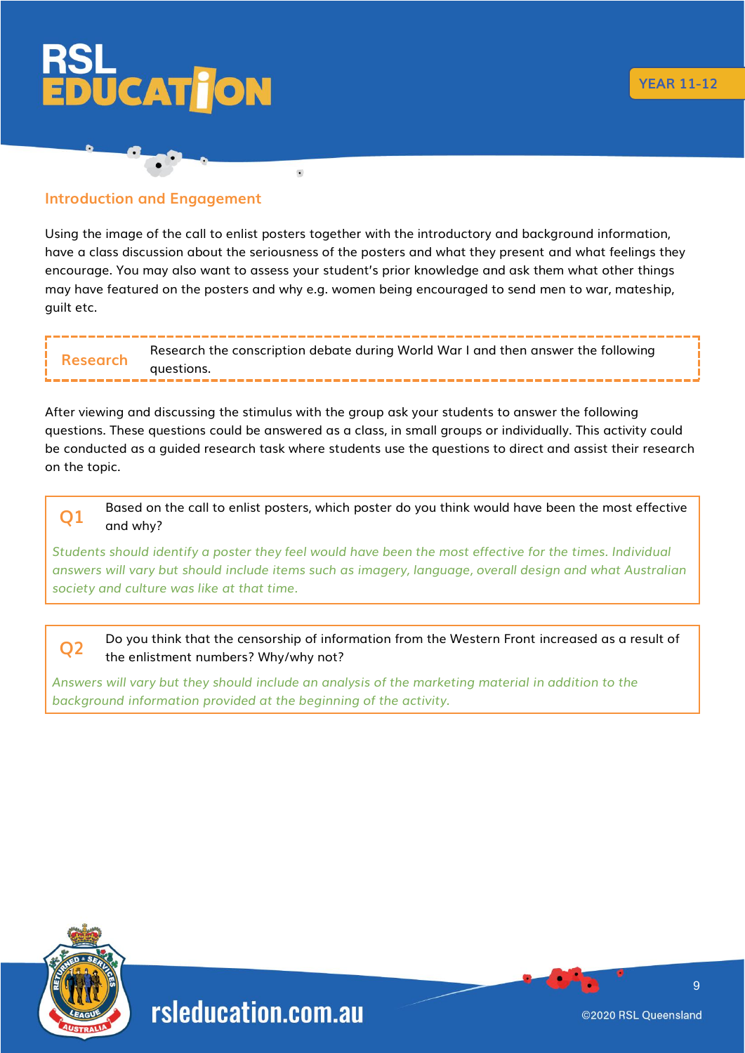## Introduction and Engagement

Using the image of the call to enlist posters together with the introductory and background information, have a class discussion about the seriousness of the posters and what they present and what feelings they encourage. You may also want to assess your student's prior knowledge and ask them what other things may have featured on the posters and why e.g. women being encouraged to send men to war, mateship, guilt etc.

**Research** Research the conscription debate during World War I and then answer the following questions.

After viewing and discussing the stimulus with the group ask your students to answer the following questions. These questions could be answered as a class, in small groups or individually. This activity could be conducted as a guided research task where students use the questions to direct and assist their research on the topic.

**Q1** Based on the call to enlist posters, which poster do you think would have been the most effective and why?

*Students should identify a poster they feel would have been the most effective for the times. Individual answers will vary but should include items such as imagery, language, overall design and what Australian society and culture was like at that time.*

**Q2** Do you think that the censorship of information from the Western Front increased as a result of the enlistment numbers? Why/why not?

*Answers will vary but they should include an analysis of the marketing material in addition to the background information provided at the beginning of the activity.*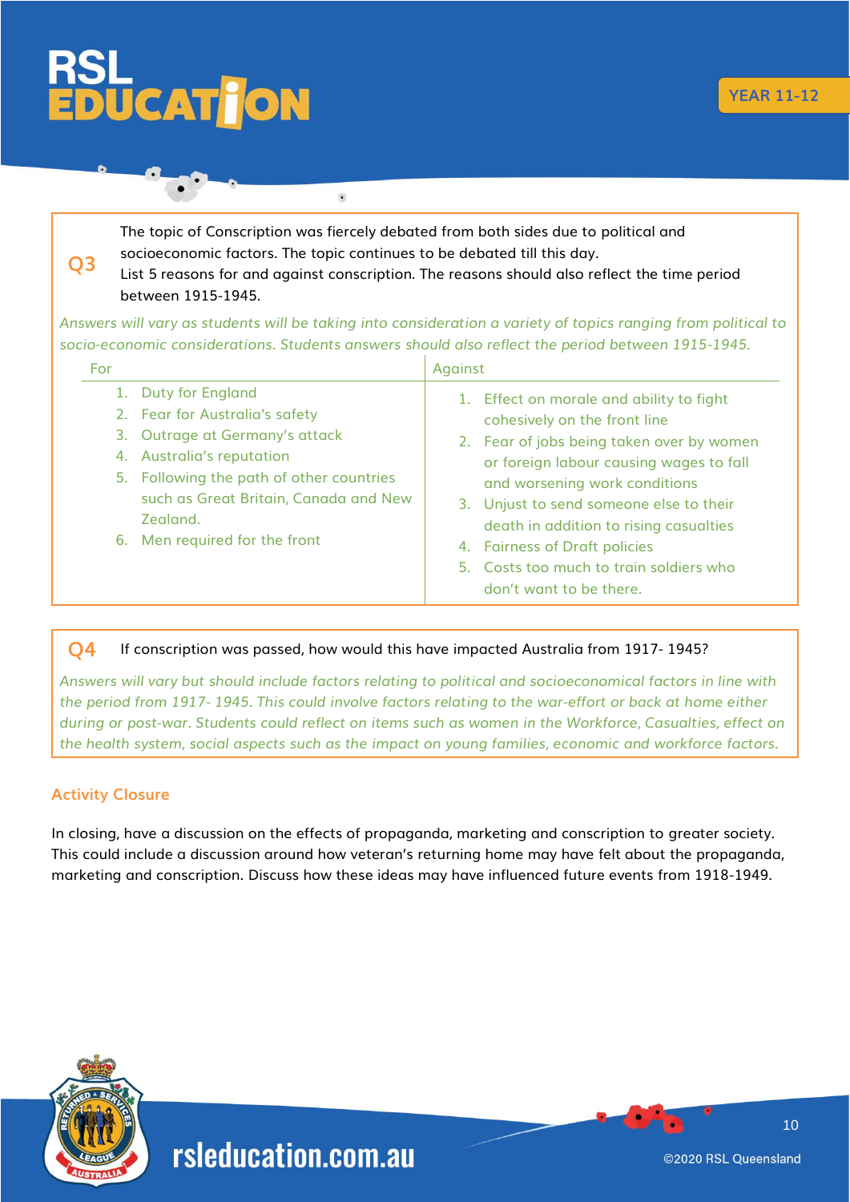**Q3** The topic of Conscription was fiercely debated from both sides due to political and socioeconomic factors. The topic continues to be debated till this day.
List 5 reasons for and against conscription. The reasons should also reflect the time period between 1915-1945.

*Answers will vary as students will be taking into consideration a variety of topics ranging from political to socio-economic considerations. Students answers should also reflect the period between 1915-1945.*

| For | Against |
|---|---|
| 1. Duty for England<br>2. Fear for Australia's safety<br>3. Outrage at Germany's attack<br>4. Australia's reputation<br>5. Following the path of other countries such as Great Britain, Canada and New Zealand.<br>6. Men required for the front | 1. Effect on morale and ability to fight cohesively on the front line<br>2. Fear of jobs being taken over by women or foreign labour causing wages to fall and worsening work conditions<br>3. Unjust to send someone else to their death in addition to rising casualties<br>4. Fairness of Draft policies<br>5. Costs too much to train soldiers who don't want to be there. |

**Q4** If conscription was passed, how would this have impacted Australia from 1917- 1945?

*Answers will vary but should include factors relating to political and socioeconomical factors in line with the period from 1917- 1945. This could involve factors relating to the war-effort or back at home either during or post-war. Students could reflect on items such as women in the Workforce, Casualties, effect on the health system, social aspects such as the impact on young families, economic and workforce factors.*

## Activity Closure

In closing, have a discussion on the effects of propaganda, marketing and conscription to greater society. This could include a discussion around how veteran's returning home may have felt about the propaganda, marketing and conscription. Discuss how these ideas may have influenced future events from 1918-1949.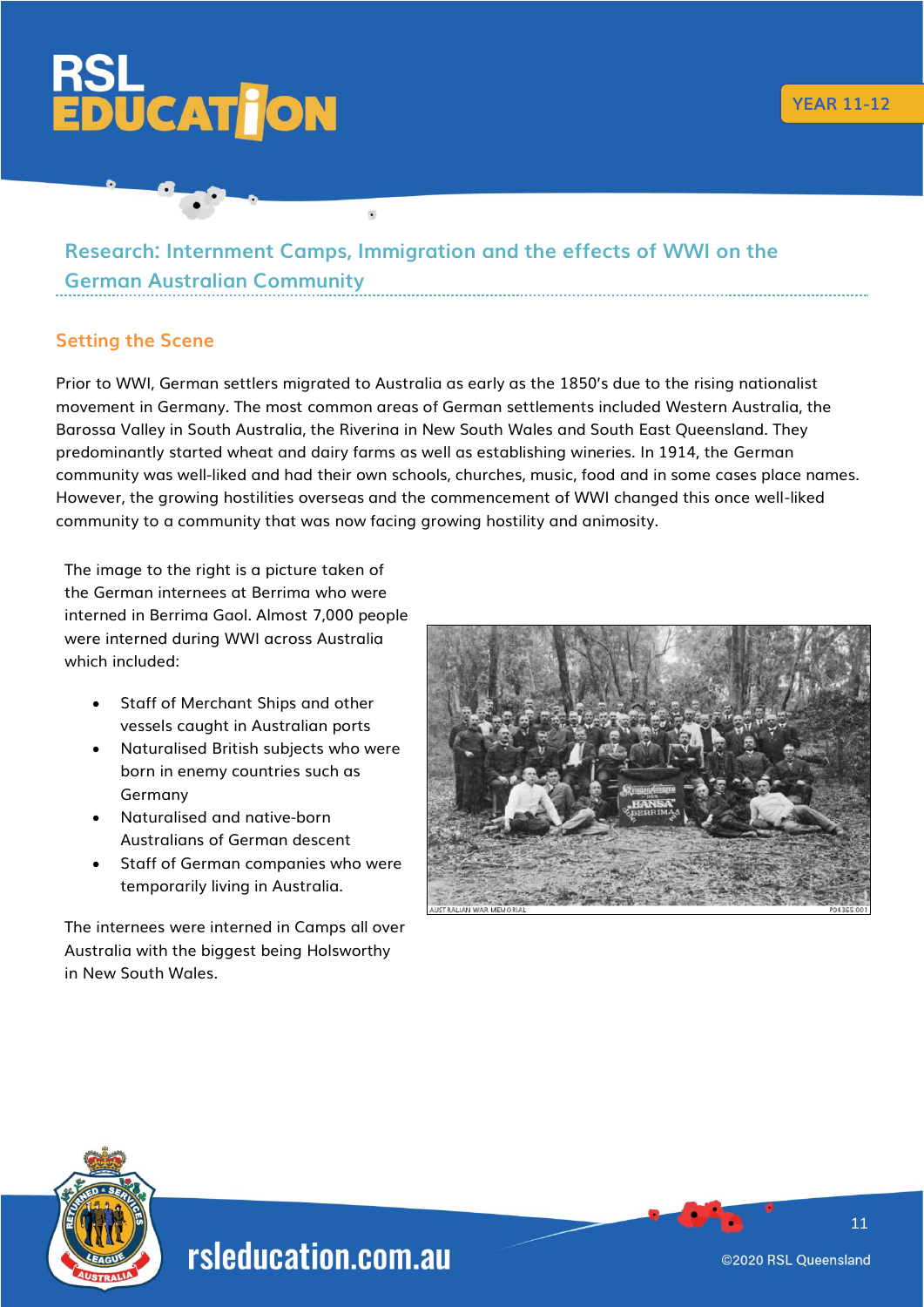## Research: Internment Camps, Immigration and the effects of WWI on the German Australian Community

### Setting the Scene

Prior to WWI, German settlers migrated to Australia as early as the 1850's due to the rising nationalist movement in Germany. The most common areas of German settlements included Western Australia, the Barossa Valley in South Australia, the Riverina in New South Wales and South East Queensland. They predominantly started wheat and dairy farms as well as establishing wineries. In 1914, the German community was well-liked and had their own schools, churches, music, food and in some cases place names. However, the growing hostilities overseas and the commencement of WWI changed this once well-liked community to a community that was now facing growing hostility and animosity.

The image to the right is a picture taken of the German internees at Berrima who were interned in Berrima Gaol. Almost 7,000 people were interned during WWI across Australia which included:

- Staff of Merchant Ships and other vessels caught in Australian ports
- Naturalised British subjects who were born in enemy countries such as Germany
- Naturalised and native-born Australians of German descent
- Staff of German companies who were temporarily living in Australia.

The internees were interned in Camps all over Australia with the biggest being Holsworthy in New South Wales.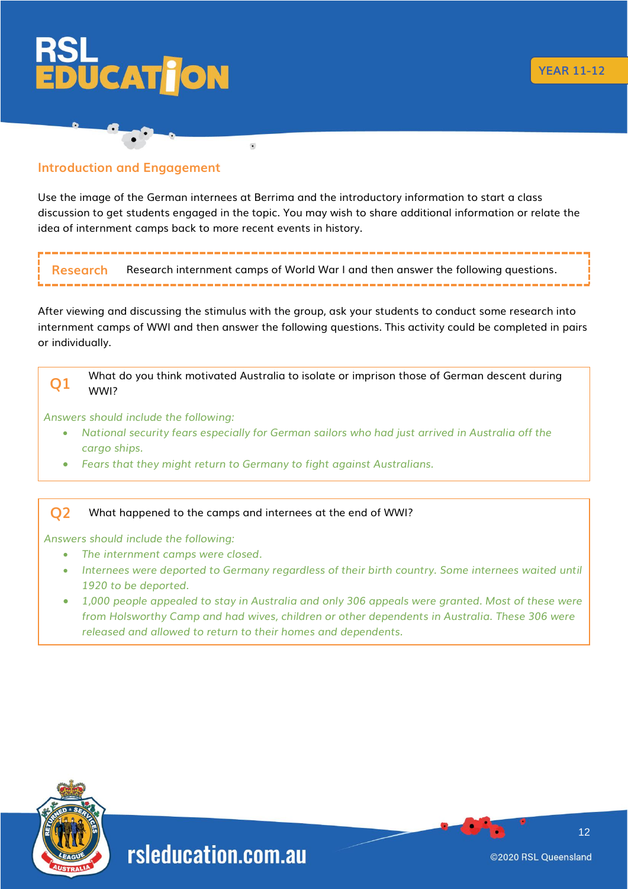## Introduction and Engagement

Use the image of the German internees at Berrima and the introductory information to start a class discussion to get students engaged in the topic. You may wish to share additional information or relate the idea of internment camps back to more recent events in history.

**Research** Research internment camps of World War I and then answer the following questions.

After viewing and discussing the stimulus with the group, ask your students to conduct some research into internment camps of WWI and then answer the following questions. This activity could be completed in pairs or individually.

**Q1** What do you think motivated Australia to isolate or imprison those of German descent during WWI?

*Answers should include the following:*

- *National security fears especially for German sailors who had just arrived in Australia off the cargo ships.*
- *Fears that they might return to Germany to fight against Australians.*

**Q2** What happened to the camps and internees at the end of WWI?

*Answers should include the following:*

- *The internment camps were closed.*
- *Internees were deported to Germany regardless of their birth country. Some internees waited until 1920 to be deported.*
- *1,000 people appealed to stay in Australia and only 306 appeals were granted. Most of these were from Holsworthy Camp and had wives, children or other dependents in Australia. These 306 were released and allowed to return to their homes and dependents.*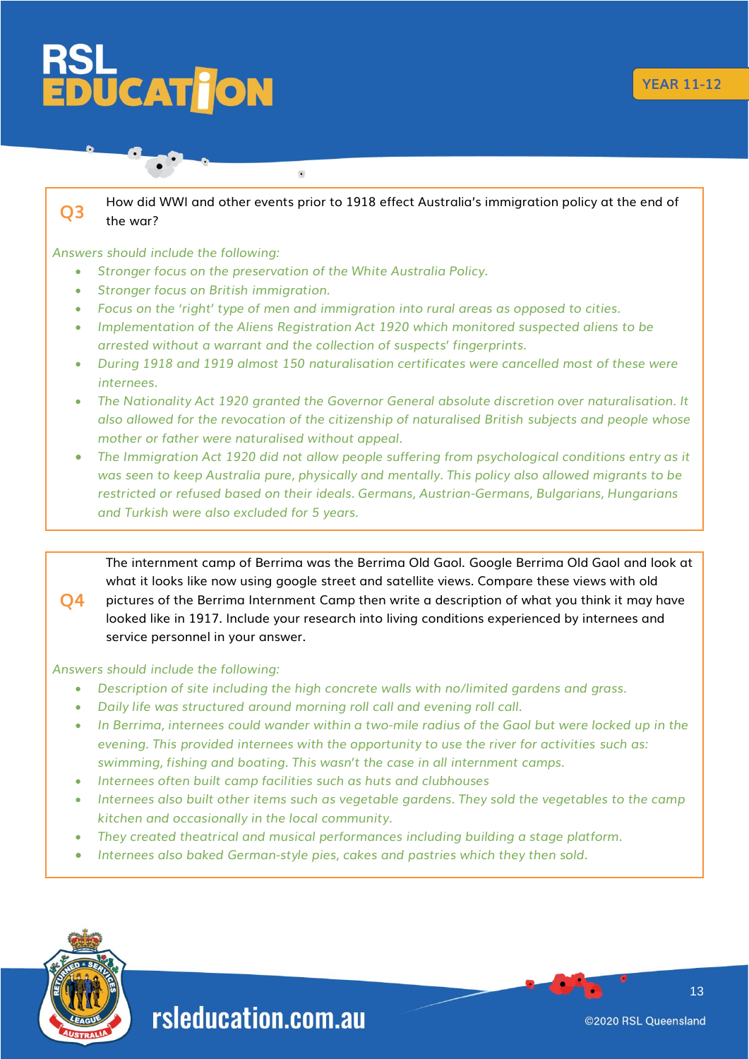**Q3** How did WWI and other events prior to 1918 effect Australia's immigration policy at the end of the war?

*Answers should include the following:*

- *Stronger focus on the preservation of the White Australia Policy.*
- *Stronger focus on British immigration.*
- *Focus on the 'right' type of men and immigration into rural areas as opposed to cities.*
- *Implementation of the Aliens Registration Act 1920 which monitored suspected aliens to be arrested without a warrant and the collection of suspects' fingerprints.*
- *During 1918 and 1919 almost 150 naturalisation certificates were cancelled most of these were internees.*
- *The Nationality Act 1920 granted the Governor General absolute discretion over naturalisation. It also allowed for the revocation of the citizenship of naturalised British subjects and people whose mother or father were naturalised without appeal.*
- *The Immigration Act 1920 did not allow people suffering from psychological conditions entry as it was seen to keep Australia pure, physically and mentally. This policy also allowed migrants to be restricted or refused based on their ideals. Germans, Austrian-Germans, Bulgarians, Hungarians and Turkish were also excluded for 5 years.*

**Q4** The internment camp of Berrima was the Berrima Old Gaol. Google Berrima Old Gaol and look at what it looks like now using google street and satellite views. Compare these views with old pictures of the Berrima Internment Camp then write a description of what you think it may have looked like in 1917. Include your research into living conditions experienced by internees and service personnel in your answer.

*Answers should include the following:*

- *Description of site including the high concrete walls with no/limited gardens and grass.*
- *Daily life was structured around morning roll call and evening roll call.*
- *In Berrima, internees could wander within a two-mile radius of the Gaol but were locked up in the evening. This provided internees with the opportunity to use the river for activities such as: swimming, fishing and boating. This wasn't the case in all internment camps.*
- *Internees often built camp facilities such as huts and clubhouses*
- *Internees also built other items such as vegetable gardens. They sold the vegetables to the camp kitchen and occasionally in the local community.*
- *They created theatrical and musical performances including building a stage platform.*
- *Internees also baked German-style pies, cakes and pastries which they then sold.*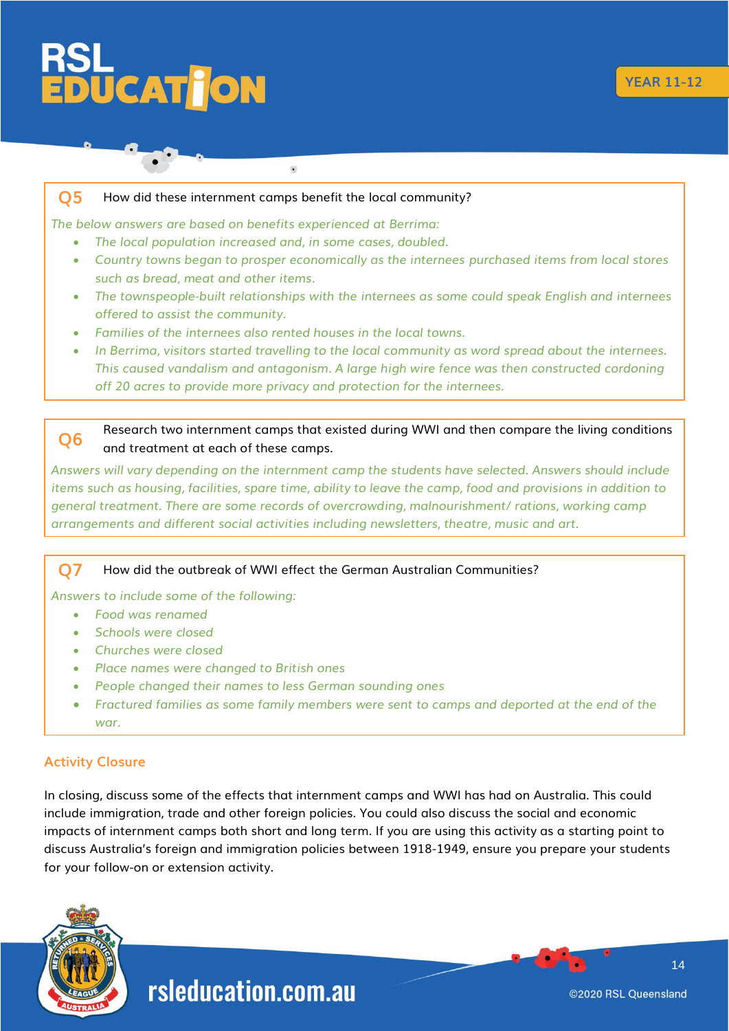**Q5** How did these internment camps benefit the local community?

*The below answers are based on benefits experienced at Berrima:*

- *The local population increased and, in some cases, doubled.*
- *Country towns began to prosper economically as the internees purchased items from local stores such as bread, meat and other items.*
- *The townspeople-built relationships with the internees as some could speak English and internees offered to assist the community.*
- *Families of the internees also rented houses in the local towns.*
- *In Berrima, visitors started travelling to the local community as word spread about the internees. This caused vandalism and antagonism. A large high wire fence was then constructed cordoning off 20 acres to provide more privacy and protection for the internees.*

**Q6** Research two internment camps that existed during WWI and then compare the living conditions and treatment at each of these camps.

*Answers will vary depending on the internment camp the students have selected. Answers should include items such as housing, facilities, spare time, ability to leave the camp, food and provisions in addition to general treatment. There are some records of overcrowding, malnourishment/ rations, working camp arrangements and different social activities including newsletters, theatre, music and art.*

**Q7** How did the outbreak of WWI effect the German Australian Communities?

*Answers to include some of the following:*

- *Food was renamed*
- *Schools were closed*
- *Churches were closed*
- *Place names were changed to British ones*
- *People changed their names to less German sounding ones*
- *Fractured families as some family members were sent to camps and deported at the end of the war.*

## Activity Closure

In closing, discuss some of the effects that internment camps and WWI has had on Australia. This could include immigration, trade and other foreign policies. You could also discuss the social and economic impacts of internment camps both short and long term. If you are using this activity as a starting point to discuss Australia's foreign and immigration policies between 1918-1949, ensure you prepare your students for your follow-on or extension activity.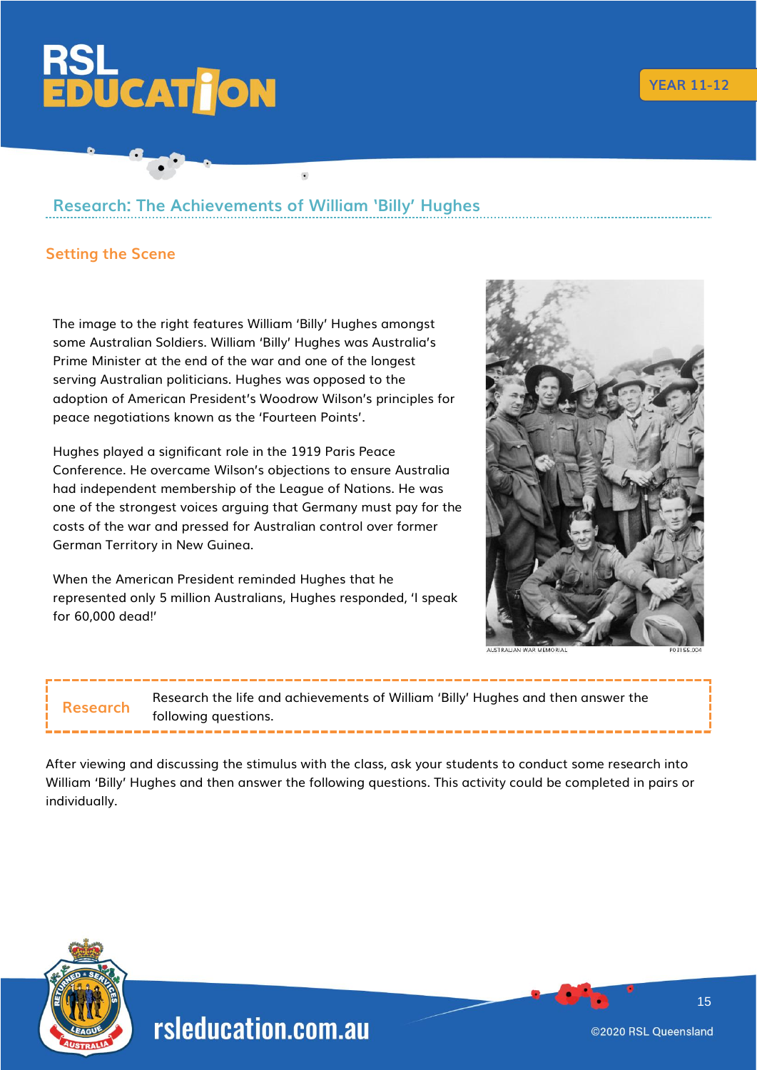## Research: The Achievements of William 'Billy' Hughes

### Setting the Scene

The image to the right features William 'Billy' Hughes amongst some Australian Soldiers. William 'Billy' Hughes was Australia's Prime Minister at the end of the war and one of the longest serving Australian politicians. Hughes was opposed to the adoption of American President's Woodrow Wilson's principles for peace negotiations known as the 'Fourteen Points'.

Hughes played a significant role in the 1919 Paris Peace Conference. He overcame Wilson's objections to ensure Australia had independent membership of the League of Nations. He was one of the strongest voices arguing that Germany must pay for the costs of the war and pressed for Australian control over former German Territory in New Guinea.

When the American President reminded Hughes that he represented only 5 million Australians, Hughes responded, 'I speak for 60,000 dead!'

AUSTRALIAN WAR MEMORIAL P03155.004

| Research | Research the life and achievements of William 'Billy' Hughes and then answer the following questions. |
|---|---|

After viewing and discussing the stimulus with the class, ask your students to conduct some research into William 'Billy' Hughes and then answer the following questions. This activity could be completed in pairs or individually.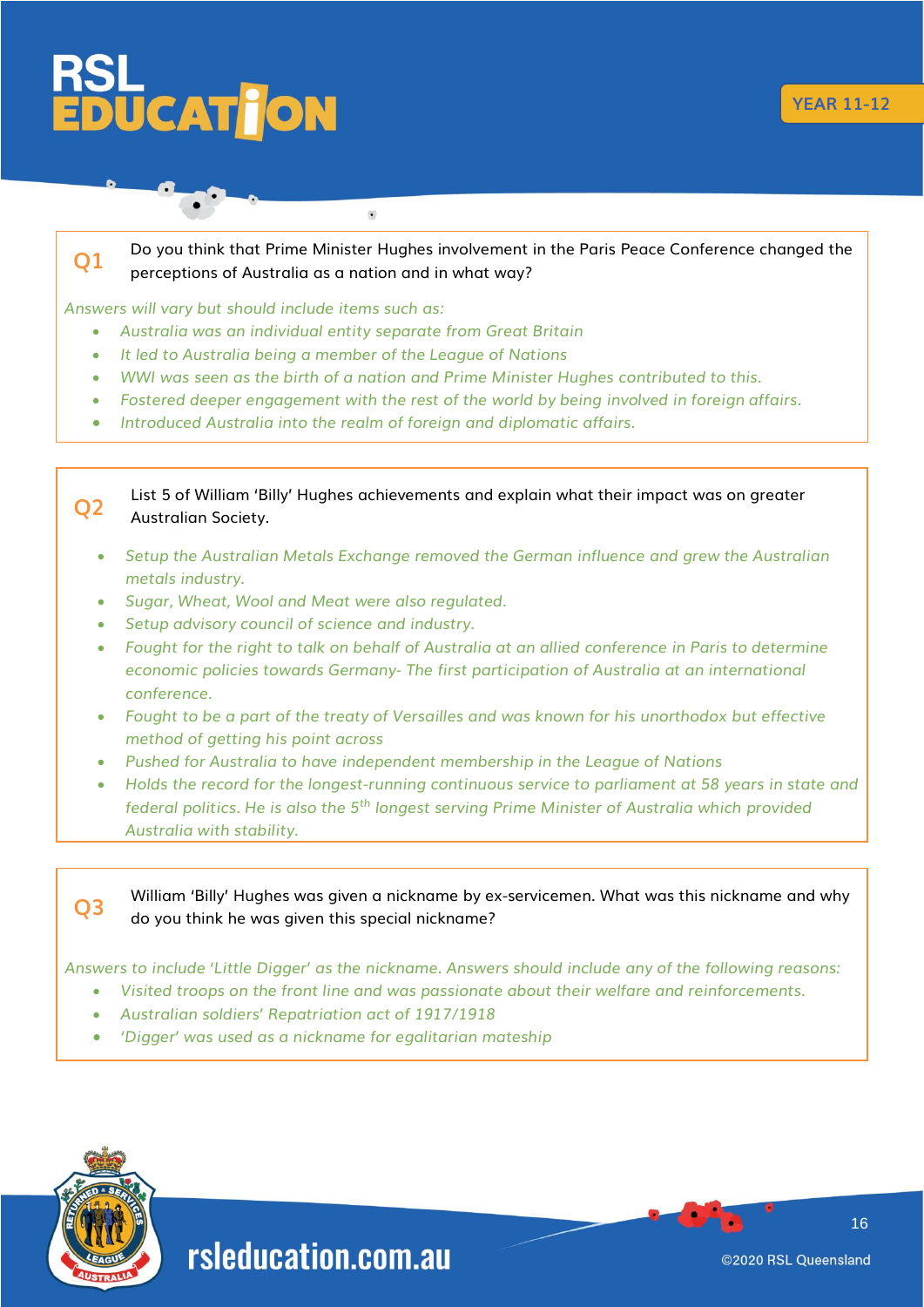**Q1** Do you think that Prime Minister Hughes involvement in the Paris Peace Conference changed the perceptions of Australia as a nation and in what way?

*Answers will vary but should include items such as:*

- *Australia was an individual entity separate from Great Britain*
- *It led to Australia being a member of the League of Nations*
- *WWI was seen as the birth of a nation and Prime Minister Hughes contributed to this.*
- *Fostered deeper engagement with the rest of the world by being involved in foreign affairs.*
- *Introduced Australia into the realm of foreign and diplomatic affairs.*

**Q2** List 5 of William 'Billy' Hughes achievements and explain what their impact was on greater Australian Society.

- *Setup the Australian Metals Exchange removed the German influence and grew the Australian metals industry.*
- *Sugar, Wheat, Wool and Meat were also regulated.*
- *Setup advisory council of science and industry.*
- *Fought for the right to talk on behalf of Australia at an allied conference in Paris to determine economic policies towards Germany- The first participation of Australia at an international conference.*
- *Fought to be a part of the treaty of Versailles and was known for his unorthodox but effective method of getting his point across*
- *Pushed for Australia to have independent membership in the League of Nations*
- *Holds the record for the longest-running continuous service to parliament at 58 years in state and federal politics. He is also the 5th longest serving Prime Minister of Australia which provided Australia with stability.*

**Q3** William 'Billy' Hughes was given a nickname by ex-servicemen. What was this nickname and why do you think he was given this special nickname?

*Answers to include 'Little Digger' as the nickname. Answers should include any of the following reasons:*

- *Visited troops on the front line and was passionate about their welfare and reinforcements.*
- *Australian soldiers' Repatriation act of 1917/1918*
- *'Digger' was used as a nickname for egalitarian mateship*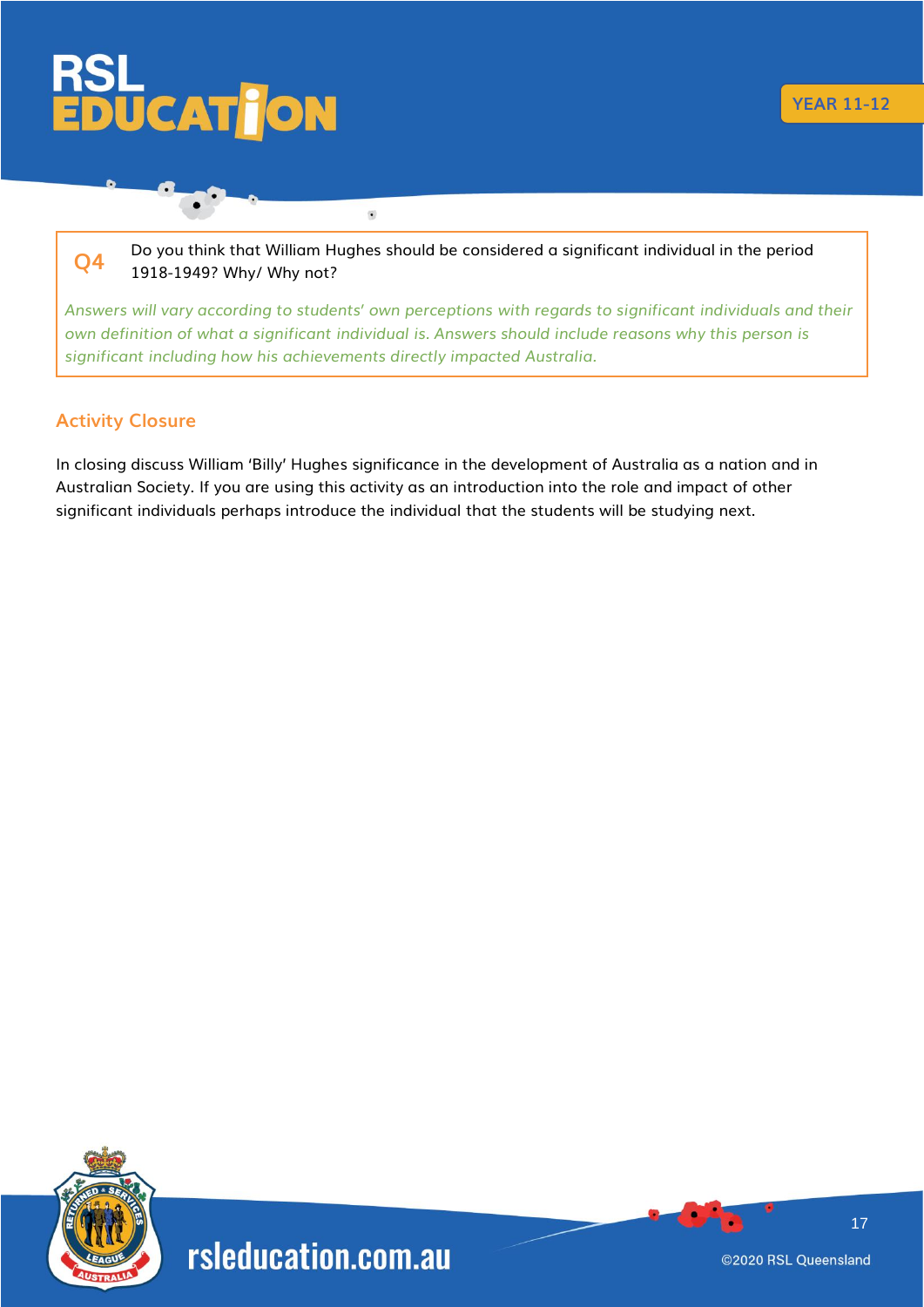**Q4** Do you think that William Hughes should be considered a significant individual in the period 1918-1949? Why/ Why not?

*Answers will vary according to students' own perceptions with regards to significant individuals and their own definition of what a significant individual is. Answers should include reasons why this person is significant including how his achievements directly impacted Australia.*

### Activity Closure

In closing discuss William 'Billy' Hughes significance in the development of Australia as a nation and in Australian Society. If you are using this activity as an introduction into the role and impact of other significant individuals perhaps introduce the individual that the students will be studying next.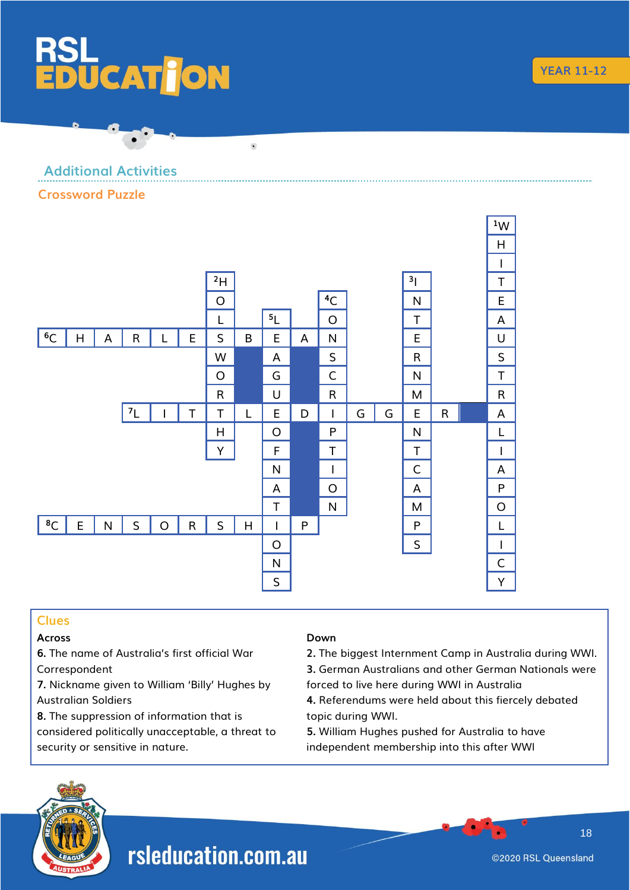## Additional Activities

### Crossword Puzzle

Across answers: 6. CHARLES BEAN; 7. LITTLE DIGGER; 8. CENSORSHIP

Down answers: 1. WHITE AUSTRALIA POLICY; 2. HOLSWORTHY; 3. INTERNMENT CAMPS; 4. CONSCRIPTION; 5. LEAGUE OF NATIONS

### Clues

**Across**

**6.** The name of Australia's first official War Correspondent

**7.** Nickname given to William 'Billy' Hughes by Australian Soldiers

**8.** The suppression of information that is considered politically unacceptable, a threat to security or sensitive in nature.

**Down**

**2.** The biggest Internment Camp in Australia during WWI.

**3.** German Australians and other German Nationals were forced to live here during WWI in Australia

**4.** Referendums were held about this fiercely debated topic during WWI.

**5.** William Hughes pushed for Australia to have independent membership into this after WWI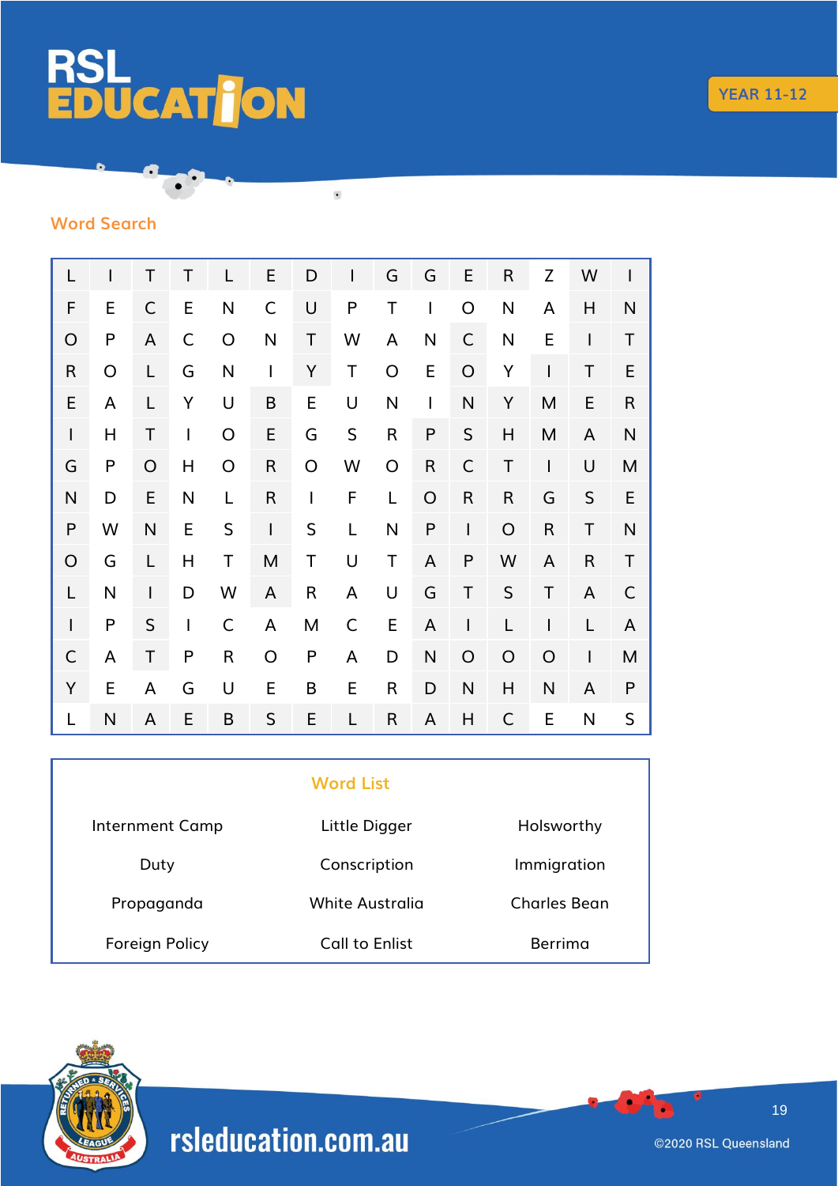## Word Search

| | | | | | | | | | | | | | | |
|---|---|---|---|---|---|---|---|---|---|---|---|---|---|---|
| L | I | T | T | L | E | D | I | G | G | E | R | Z | W | I |
| F | E | C | E | N | C | U | P | T | I | O | N | A | H | N |
| O | P | A | C | O | N | T | W | A | N | C | N | E | I | T |
| R | O | L | G | N | I | Y | T | O | E | O | Y | I | T | E |
| E | A | L | Y | U | B | E | U | N | I | N | Y | M | E | R |
| I | H | T | I | O | E | G | S | R | P | S | H | M | A | N |
| G | P | O | H | O | R | O | W | O | R | C | T | I | U | M |
| N | D | E | N | L | R | I | F | L | O | R | R | G | S | E |
| P | W | N | E | S | I | S | L | N | P | I | O | R | T | N |
| O | G | L | H | T | M | T | U | T | A | P | W | A | R | T |
| L | N | I | D | W | A | R | A | U | G | T | S | T | A | C |
| I | P | S | I | C | A | M | C | E | A | I | L | I | L | A |
| C | A | T | P | R | O | P | A | D | N | O | O | O | I | M |
| Y | E | A | G | U | E | B | E | R | D | N | H | N | A | P |
| L | N | A | E | B | S | E | L | R | A | H | C | E | N | S |

### Word List

| | | |
|---|---|---|
| Internment Camp | Little Digger | Holsworthy |
| Duty | Conscription | Immigration |
| Propaganda | White Australia | Charles Bean |
| Foreign Policy | Call to Enlist | Berrima |

rsleducation.com.au

©2020 RSL Queensland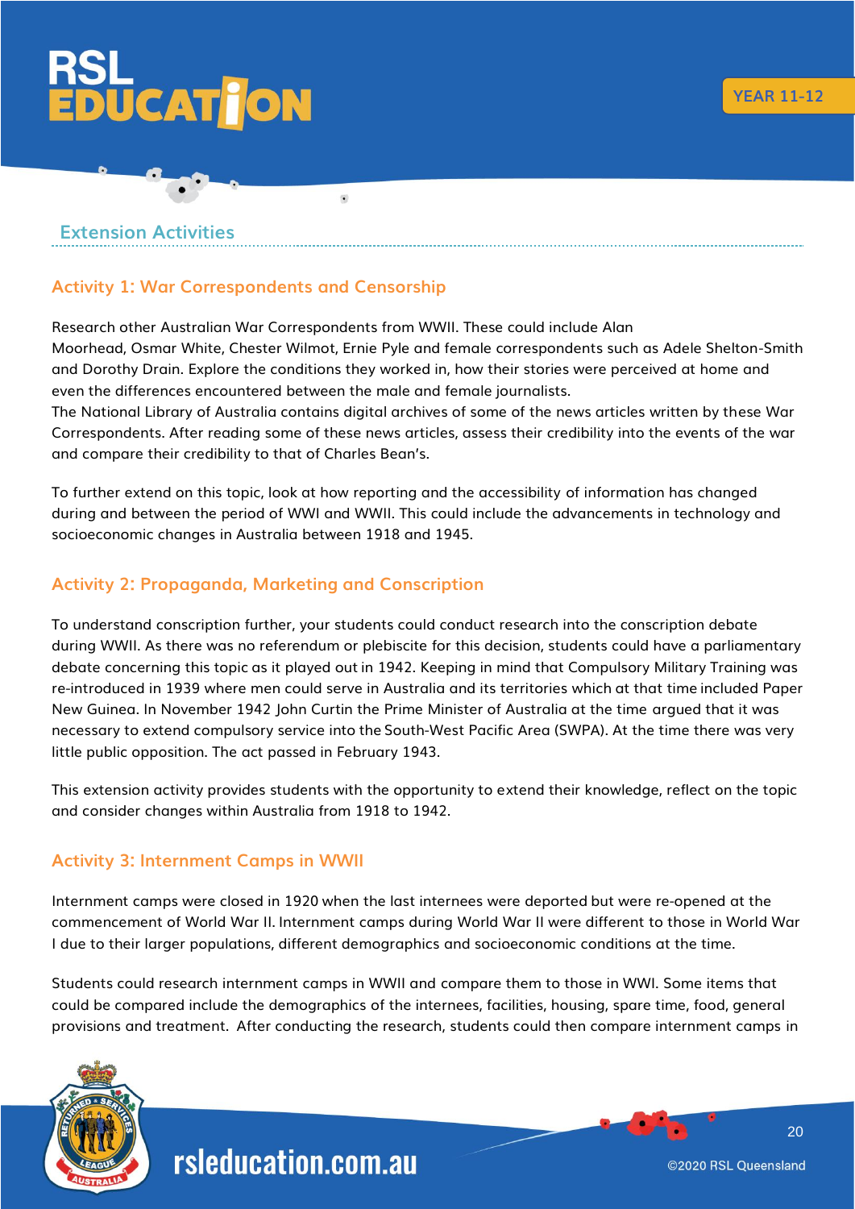## Extension Activities

### Activity 1: War Correspondents and Censorship

Research other Australian War Correspondents from WWII. These could include Alan Moorhead, Osmar White, Chester Wilmot, Ernie Pyle and female correspondents such as Adele Shelton-Smith and Dorothy Drain. Explore the conditions they worked in, how their stories were perceived at home and even the differences encountered between the male and female journalists.
The National Library of Australia contains digital archives of some of the news articles written by these War Correspondents. After reading some of these news articles, assess their credibility into the events of the war and compare their credibility to that of Charles Bean's.

To further extend on this topic, look at how reporting and the accessibility of information has changed during and between the period of WWI and WWII. This could include the advancements in technology and socioeconomic changes in Australia between 1918 and 1945.

### Activity 2: Propaganda, Marketing and Conscription

To understand conscription further, your students could conduct research into the conscription debate during WWII. As there was no referendum or plebiscite for this decision, students could have a parliamentary debate concerning this topic as it played out in 1942. Keeping in mind that Compulsory Military Training was re-introduced in 1939 where men could serve in Australia and its territories which at that time included Paper New Guinea. In November 1942 John Curtin the Prime Minister of Australia at the time argued that it was necessary to extend compulsory service into the South-West Pacific Area (SWPA). At the time there was very little public opposition. The act passed in February 1943.

This extension activity provides students with the opportunity to extend their knowledge, reflect on the topic and consider changes within Australia from 1918 to 1942.

### Activity 3: Internment Camps in WWII

Internment camps were closed in 1920 when the last internees were deported but were re-opened at the commencement of World War II. Internment camps during World War II were different to those in World War I due to their larger populations, different demographics and socioeconomic conditions at the time.

Students could research internment camps in WWII and compare them to those in WWI. Some items that could be compared include the demographics of the internees, facilities, housing, spare time, food, general provisions and treatment. After conducting the research, students could then compare internment camps in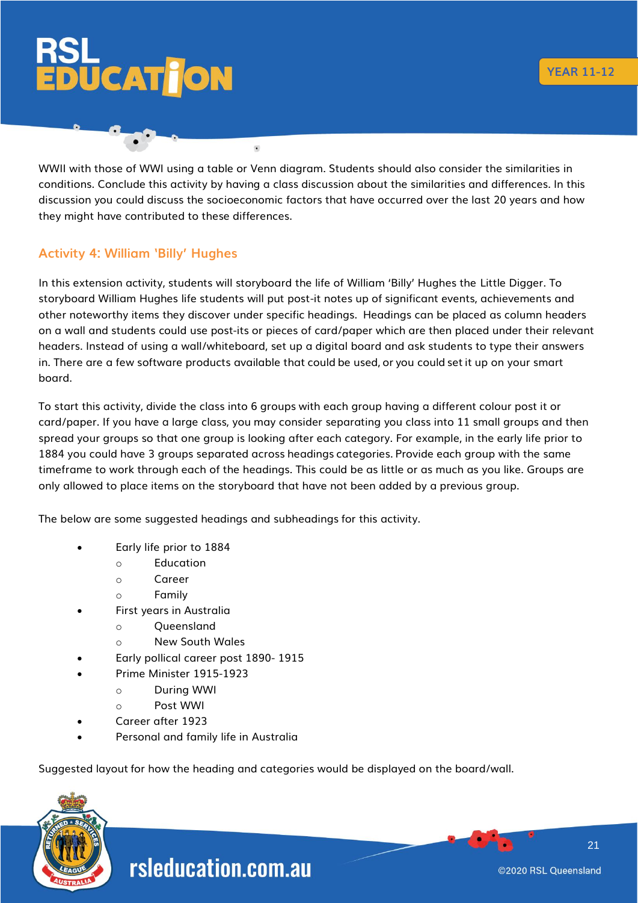WWII with those of WWI using a table or Venn diagram. Students should also consider the similarities in conditions. Conclude this activity by having a class discussion about the similarities and differences. In this discussion you could discuss the socioeconomic factors that have occurred over the last 20 years and how they might have contributed to these differences.

### Activity 4: William 'Billy' Hughes

In this extension activity, students will storyboard the life of William 'Billy' Hughes the Little Digger. To storyboard William Hughes life students will put post-it notes up of significant events, achievements and other noteworthy items they discover under specific headings.  Headings can be placed as column headers on a wall and students could use post-its or pieces of card/paper which are then placed under their relevant headers. Instead of using a wall/whiteboard, set up a digital board and ask students to type their answers in. There are a few software products available that could be used, or you could set it up on your smart board.

To start this activity, divide the class into 6 groups with each group having a different colour post it or card/paper. If you have a large class, you may consider separating you class into 11 small groups and then spread your groups so that one group is looking after each category. For example, in the early life prior to 1884 you could have 3 groups separated across headings categories. Provide each group with the same timeframe to work through each of the headings. This could be as little or as much as you like. Groups are only allowed to place items on the storyboard that have not been added by a previous group.

The below are some suggested headings and subheadings for this activity.

- Early life prior to 1884
  - Education
  - Career
  - Family
- First years in Australia
  - Queensland
  - New South Wales
- Early pollical career post 1890- 1915
- Prime Minister 1915-1923
  - During WWI
  - Post WWI
- Career after 1923
- Personal and family life in Australia

Suggested layout for how the heading and categories would be displayed on the board/wall.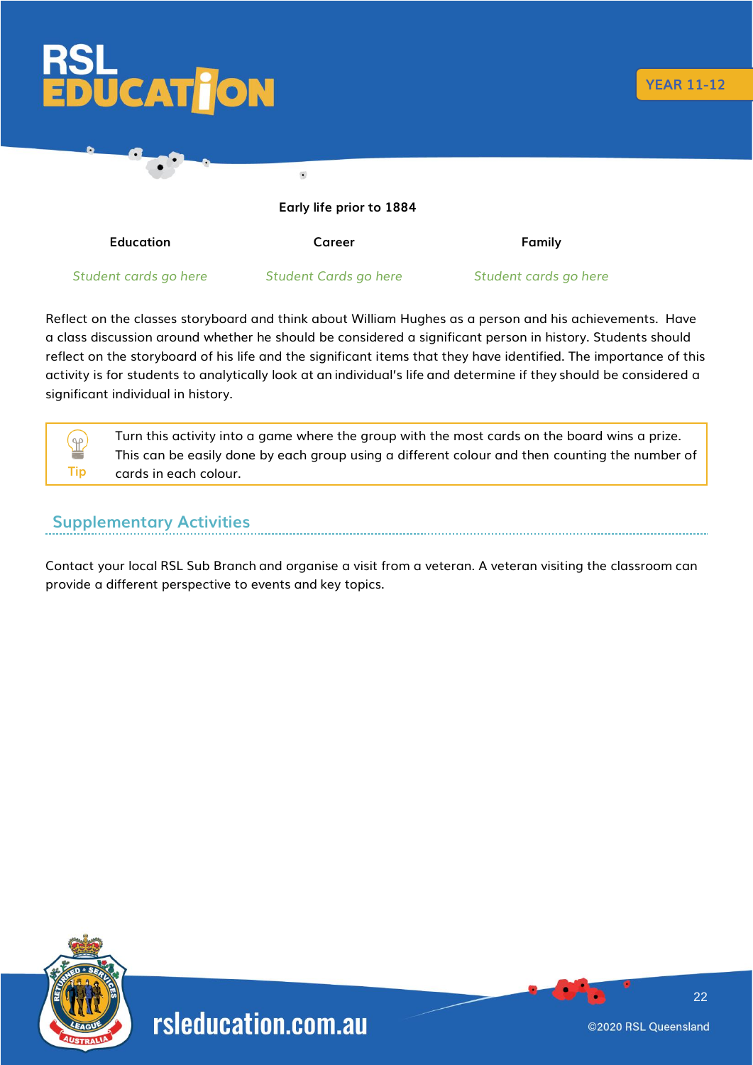**Early life prior to 1884**

| Education | Career | Family |
| --- | --- | --- |
| *Student cards go here* | *Student Cards go here* | *Student cards go here* |

Reflect on the classes storyboard and think about William Hughes as a person and his achievements. Have a class discussion around whether he should be considered a significant person in history. Students should reflect on the storyboard of his life and the significant items that they have identified. The importance of this activity is for students to analytically look at an individual's life and determine if they should be considered a significant individual in history.

> **Tip**
>
> Turn this activity into a game where the group with the most cards on the board wins a prize. This can be easily done by each group using a different colour and then counting the number of cards in each colour.

## Supplementary Activities

Contact your local RSL Sub Branch and organise a visit from a veteran. A veteran visiting the classroom can provide a different perspective to events and key topics.